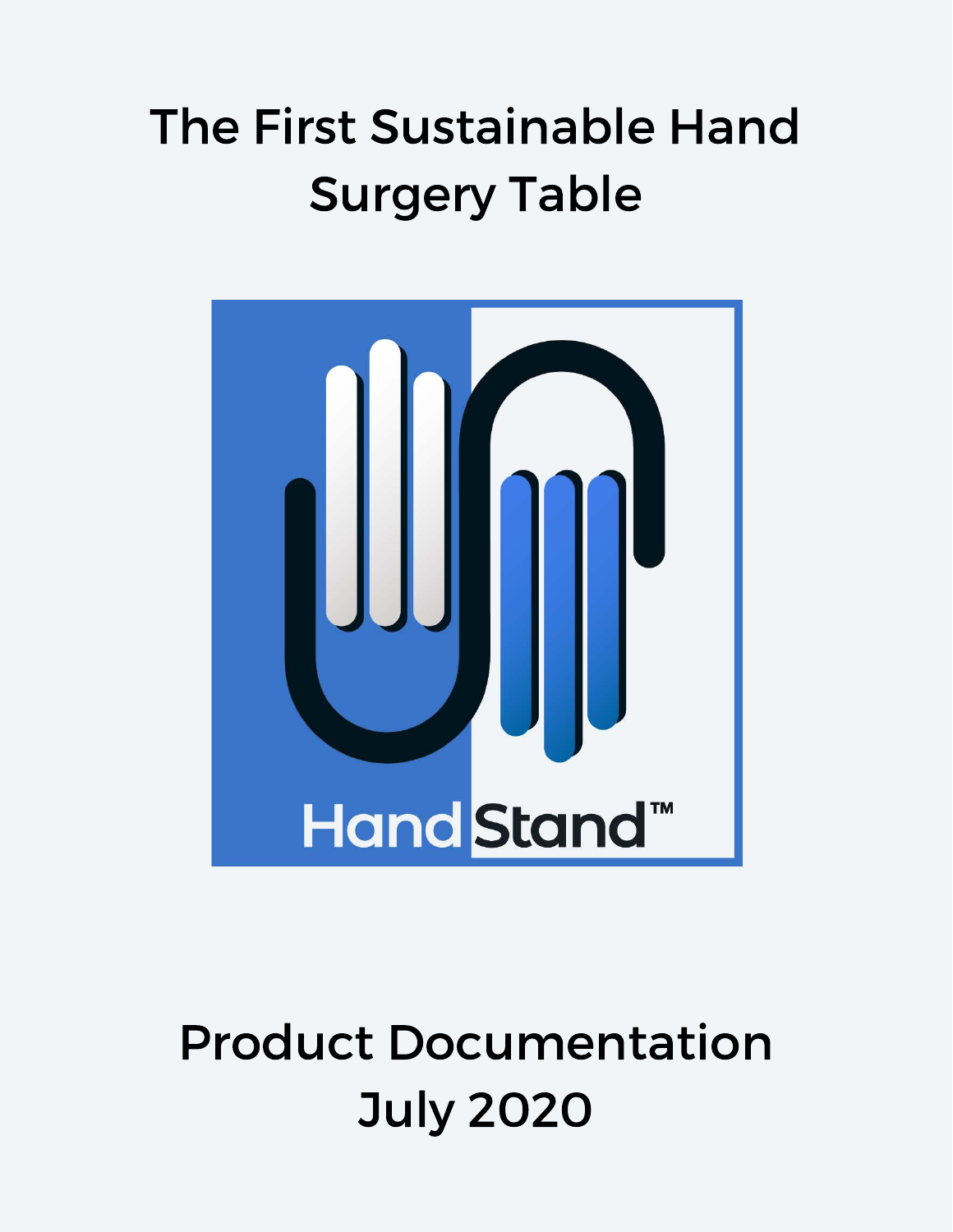# The First Sustainable Hand Surgery Table

HandStand™

Product Documentation
July 2020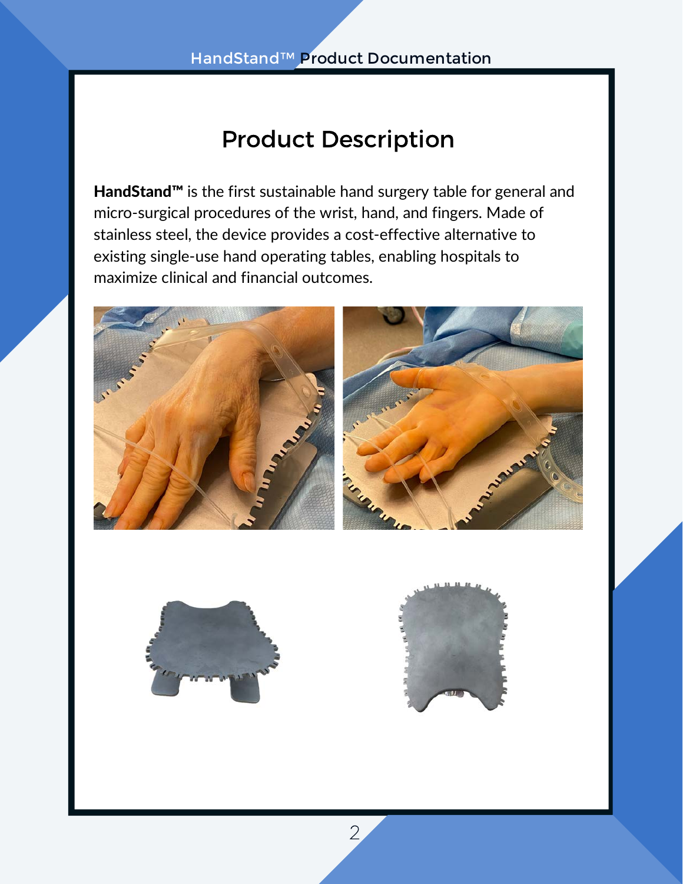# Product Description

**HandStand™** is the first sustainable hand surgery table for general and micro-surgical procedures of the wrist, hand, and fingers. Made of stainless steel, the device provides a cost-effective alternative to existing single-use hand operating tables, enabling hospitals to maximize clinical and financial outcomes.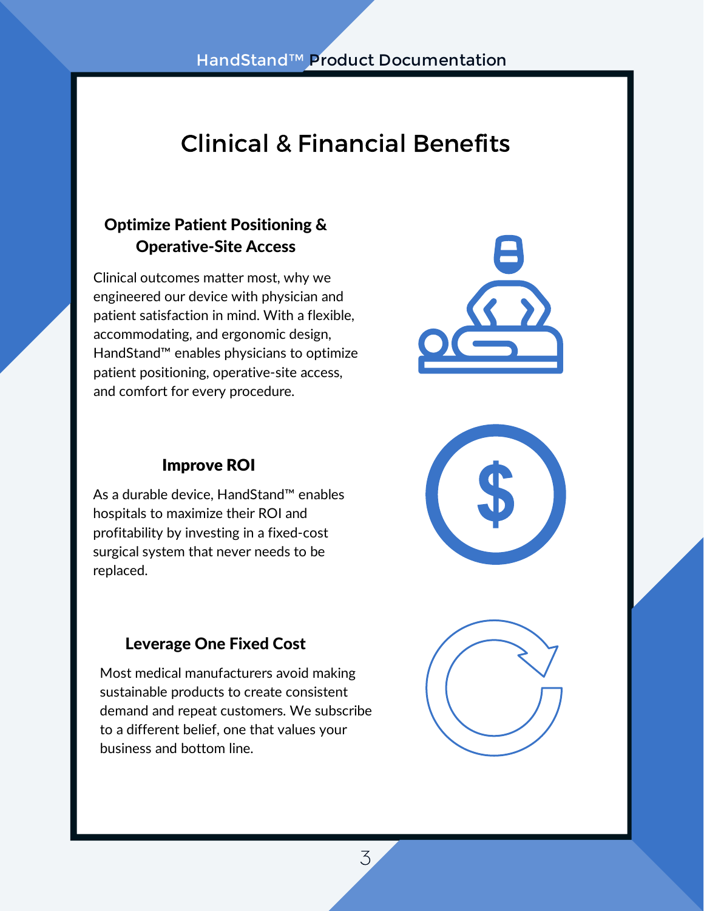# Clinical & Financial Benefits

### Optimize Patient Positioning & Operative-Site Access

Clinical outcomes matter most, why we engineered our device with physician and patient satisfaction in mind. With a flexible, accommodating, and ergonomic design, HandStand™ enables physicians to optimize patient positioning, operative-site access, and comfort for every procedure.

### Improve ROI

As a durable device, HandStand™ enables hospitals to maximize their ROI and profitability by investing in a fixed-cost surgical system that never needs to be replaced.

### Leverage One Fixed Cost

Most medical manufacturers avoid making sustainable products to create consistent demand and repeat customers. We subscribe to a different belief, one that values your business and bottom line.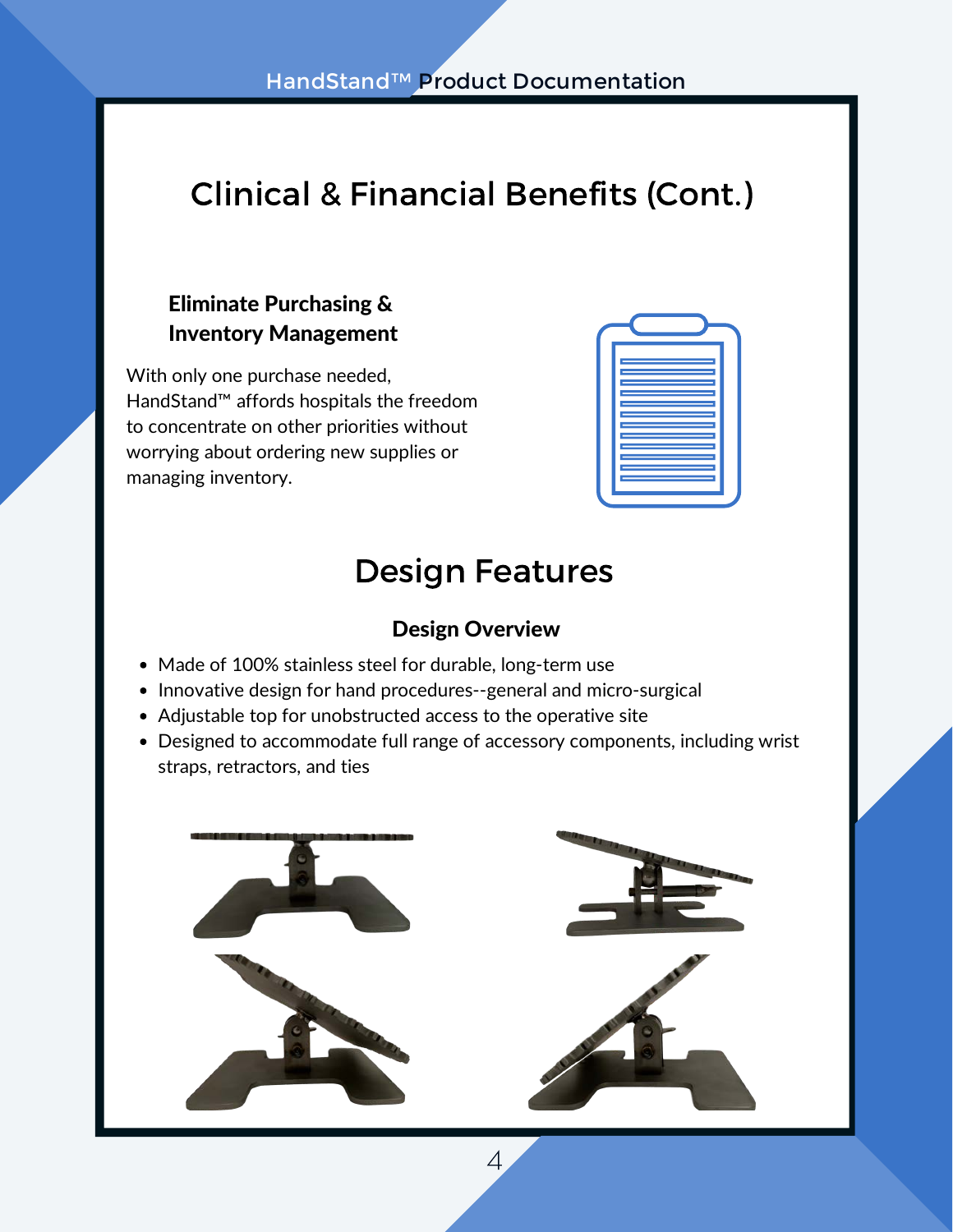# Clinical & Financial Benefits (Cont.)

### Eliminate Purchasing & Inventory Management

With only one purchase needed, HandStand™ affords hospitals the freedom to concentrate on other priorities without worrying about ordering new supplies or managing inventory.

# Design Features

### Design Overview

- Made of 100% stainless steel for durable, long-term use
- Innovative design for hand procedures--general and micro-surgical
- Adjustable top for unobstructed access to the operative site
- Designed to accommodate full range of accessory components, including wrist straps, retractors, and ties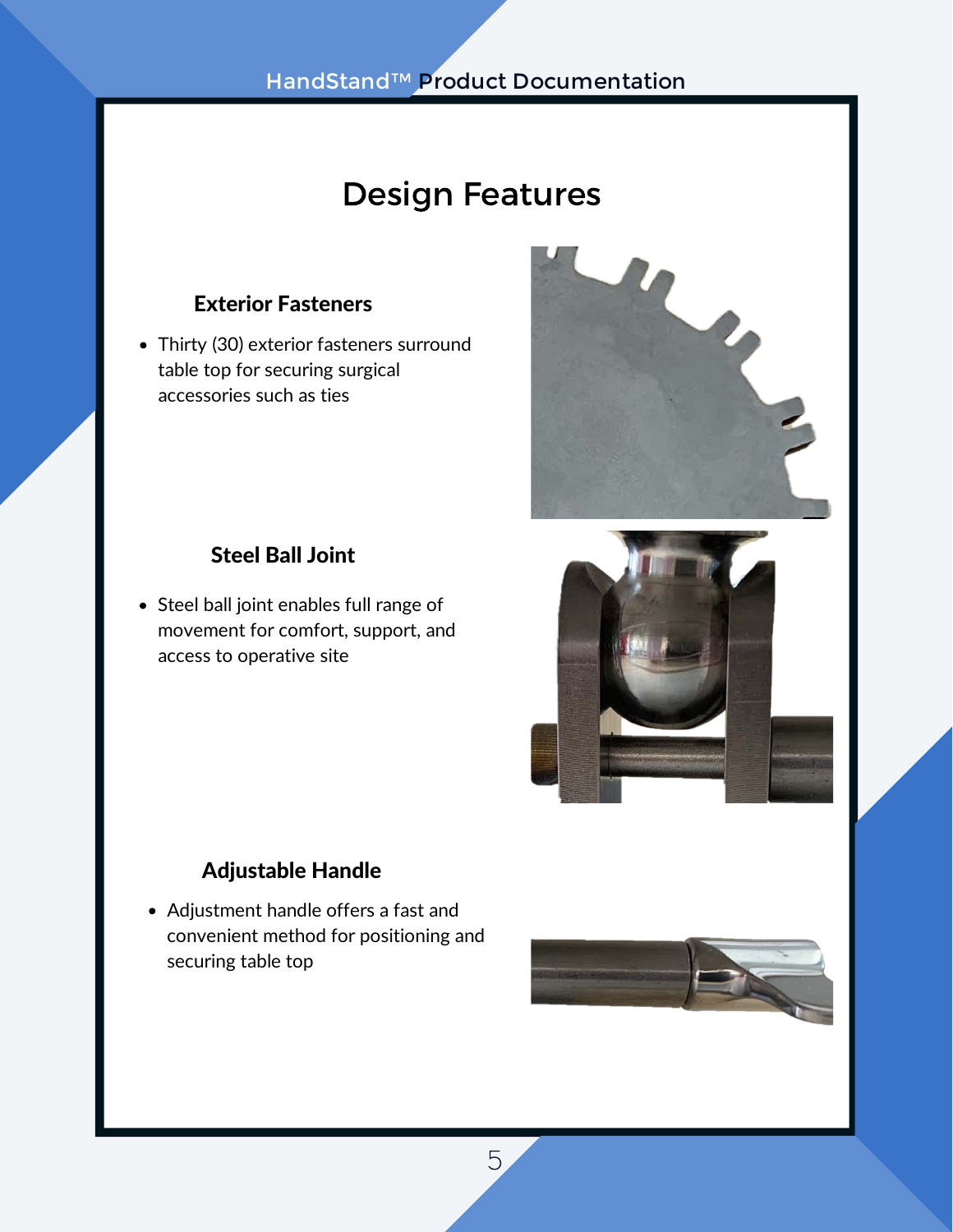# Design Features

### Exterior Fasteners

- Thirty (30) exterior fasteners surround table top for securing surgical accessories such as ties

### Steel Ball Joint

- Steel ball joint enables full range of movement for comfort, support, and access to operative site

### Adjustable Handle

- Adjustment handle offers a fast and convenient method for positioning and securing table top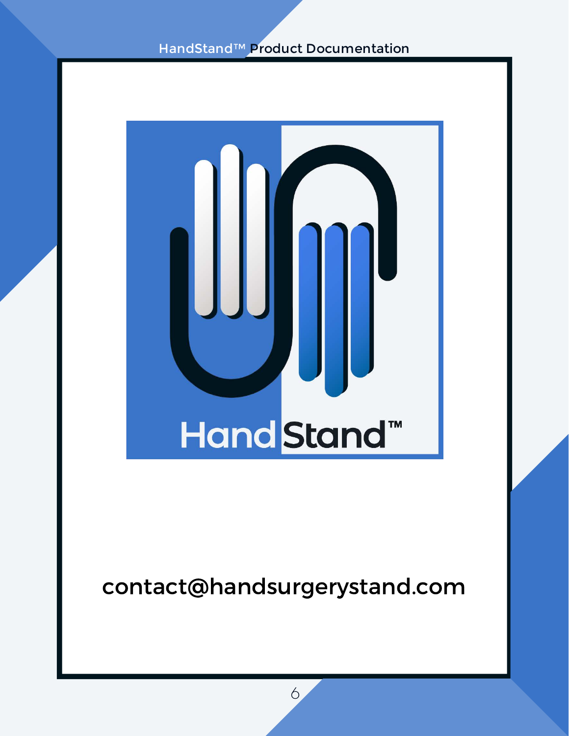HandStand™

contact@handsurgerystand.com